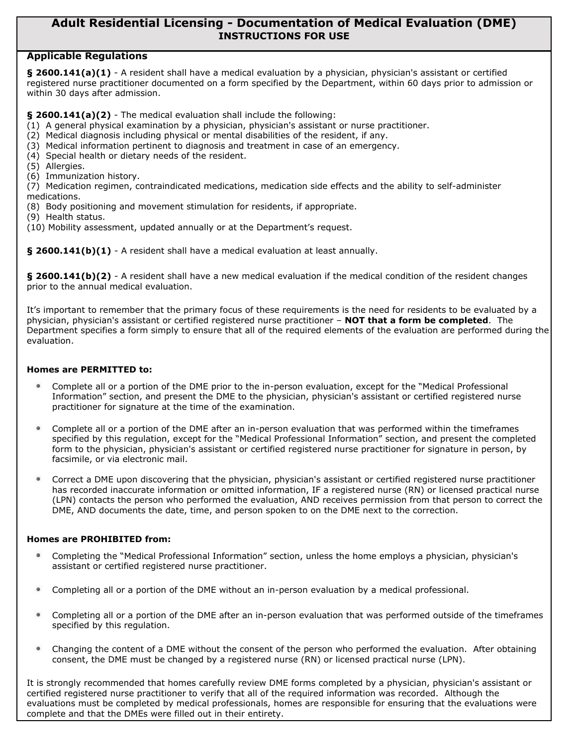# Adult Residential Licensing - Documentation of Medical Evaluation (DME)

## INSTRUCTIONS FOR USE

### Applicable Regulations

**§ 2600.141(a)(1)** - A resident shall have a medical evaluation by a physician, physician's assistant or certified registered nurse practitioner documented on a form specified by the Department, within 60 days prior to admission or within 30 days after admission.

**§ 2600.141(a)(2)** - The medical evaluation shall include the following:
(1) A general physical examination by a physician, physician's assistant or nurse practitioner.
(2) Medical diagnosis including physical or mental disabilities of the resident, if any.
(3) Medical information pertinent to diagnosis and treatment in case of an emergency.
(4) Special health or dietary needs of the resident.
(5) Allergies.
(6) Immunization history.
(7) Medication regimen, contraindicated medications, medication side effects and the ability to self-administer medications.
(8) Body positioning and movement stimulation for residents, if appropriate.
(9) Health status.
(10) Mobility assessment, updated annually or at the Department's request.

**§ 2600.141(b)(1)** - A resident shall have a medical evaluation at least annually.

**§ 2600.141(b)(2)** - A resident shall have a new medical evaluation if the medical condition of the resident changes prior to the annual medical evaluation.

It's important to remember that the primary focus of these requirements is the need for residents to be evaluated by a physician, physician's assistant or certified registered nurse practitioner – **NOT that a form be completed**. The Department specifies a form simply to ensure that all of the required elements of the evaluation are performed during the evaluation.

**Homes are PERMITTED to:**

- Complete all or a portion of the DME prior to the in-person evaluation, except for the "Medical Professional Information" section, and present the DME to the physician, physician's assistant or certified registered nurse practitioner for signature at the time of the examination.
- Complete all or a portion of the DME after an in-person evaluation that was performed within the timeframes specified by this regulation, except for the "Medical Professional Information" section, and present the completed form to the physician, physician's assistant or certified registered nurse practitioner for signature in person, by facsimile, or via electronic mail.
- Correct a DME upon discovering that the physician, physician's assistant or certified registered nurse practitioner has recorded inaccurate information or omitted information, IF a registered nurse (RN) or licensed practical nurse (LPN) contacts the person who performed the evaluation, AND receives permission from that person to correct the DME, AND documents the date, time, and person spoken to on the DME next to the correction.

**Homes are PROHIBITED from:**

- Completing the "Medical Professional Information" section, unless the home employs a physician, physician's assistant or certified registered nurse practitioner.
- Completing all or a portion of the DME without an in-person evaluation by a medical professional.
- Completing all or a portion of the DME after an in-person evaluation that was performed outside of the timeframes specified by this regulation.
- Changing the content of a DME without the consent of the person who performed the evaluation. After obtaining consent, the DME must be changed by a registered nurse (RN) or licensed practical nurse (LPN).

It is strongly recommended that homes carefully review DME forms completed by a physician, physician's assistant or certified registered nurse practitioner to verify that all of the required information was recorded. Although the evaluations must be completed by medical professionals, homes are responsible for ensuring that the evaluations were complete and that the DMEs were filled out in their entirety.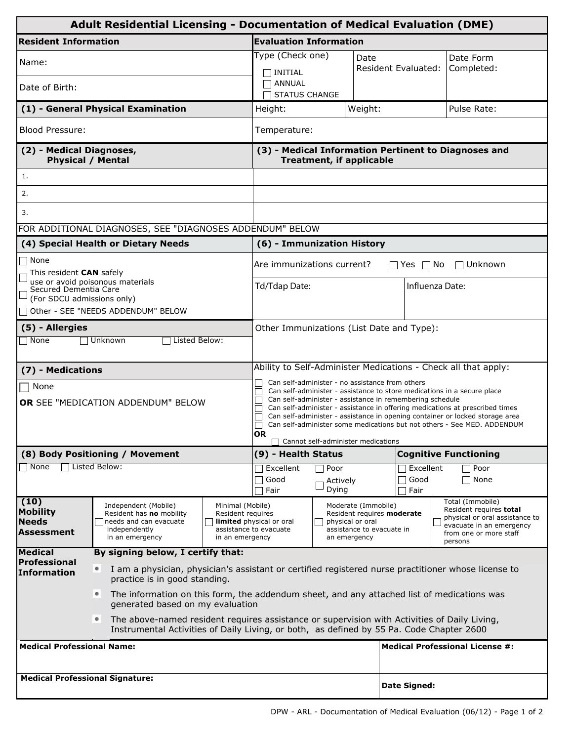# Adult Residential Licensing - Documentation of Medical Evaluation (DME)

| **Resident Information** | | **Evaluation Information** | | |
|---|---|---|---|---|
| Name: | | Type (Check one)<br>☐ INITIAL<br>☐ ANNUAL<br>☐ STATUS CHANGE | Date Resident Evaluated: | Date Form Completed: |
| Date of Birth: | | | | |
| **(1) - General Physical Examination** | | Height: | Weight: | Pulse Rate: |
| Blood Pressure: | | Temperature: | | |

| **(2) - Medical Diagnoses, Physical / Mental** | **(3) - Medical Information Pertinent to Diagnoses and Treatment, if applicable** |
|---|---|
| 1. | |
| 2. | |
| 3. | |

FOR ADDITIONAL DIAGNOSES, SEE "DIAGNOSES ADDENDUM" BELOW

**(4) Special Health or Dietary Needs**

- ☐ None
- ☐ This resident **CAN** safely use or avoid poisonous materials
- ☐ Secured Dementia Care (For SDCU admissions only)
- ☐ Other - SEE "NEEDS ADDENDUM" BELOW

**(6) - Immunization History**

Are immunizations current? ☐ Yes ☐ No ☐ Unknown

| Td/Tdap Date: | Influenza Date: |
|---|---|
| | |

Other Immunizations (List Date and Type):

**(5) - Allergies**

☐ None ☐ Unknown ☐ Listed Below:

**(7) - Medications**

☐ None

**OR** SEE "MEDICATION ADDENDUM" BELOW

Ability to Self-Administer Medications - Check all that apply:

- ☐ Can self-administer - no assistance from others
- ☐ Can self-administer - assistance to store medications in a secure place
- ☐ Can self-administer - assistance in remembering schedule
- ☐ Can self-administer - assistance in offering medications at prescribed times
- ☐ Can self-administer - assistance in opening container or locked storage area
- ☐ Can self-administer some medications but not others - See MED. ADDENDUM

**OR**

- ☐ Cannot self-administer medications

**(8) Body Positioning / Movement**

☐ None ☐ Listed Below:

**(9) - Health Status**

☐ Excellent ☐ Poor ☐ Good ☐ Actively Dying ☐ Fair

**Cognitive Functioning**

☐ Excellent ☐ Poor ☐ Good ☐ None ☐ Fair

| **(10) Mobility Needs Assessment** | ☐ Independent (Mobile) Resident has **no** mobility needs and can evacuate independently in an emergency | ☐ Minimal (Mobile) Resident requires **limited** physical or oral assistance to evacuate in an emergency | ☐ Moderate (Immobile) Resident requires **moderate** physical or oral assistance to evacuate in an emergency | ☐ Total (Immobile) Resident requires **total** physical or oral assistance to evacuate in an emergency from one or more staff persons |
|---|---|---|---|---|

**Medical Professional Information**

**By signing below, I certify that:**

- I am a physician, physician's assistant or certified registered nurse practitioner whose license to practice is in good standing.
- The information on this form, the addendum sheet, and any attached list of medications was generated based on my evaluation
- The above-named resident requires assistance or supervision with Activities of Daily Living, Instrumental Activities of Daily Living, or both, as defined by 55 Pa. Code Chapter 2600

| **Medical Professional Name:** | **Medical Professional License #:** |
|---|---|
| **Medical Professional Signature:** | **Date Signed:** |

DPW - ARL - Documentation of Medical Evaluation (06/12)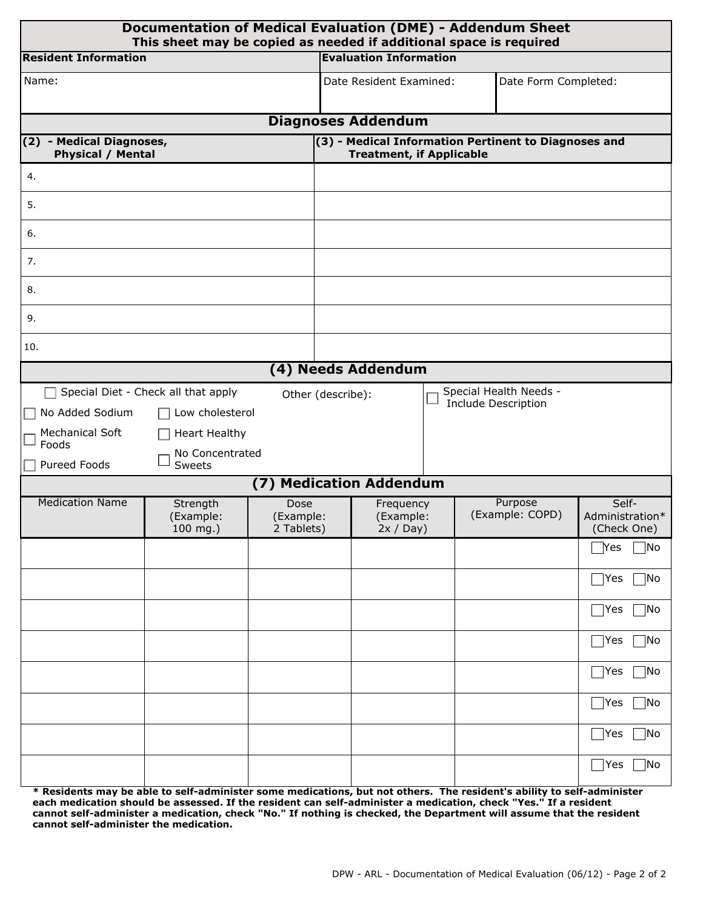# Documentation of Medical Evaluation (DME) - Addendum Sheet

**This sheet may be copied as needed if additional space is required**

| Resident Information | Evaluation Information | |
|---|---|---|
| Name: | Date Resident Examined: | Date Form Completed: |

## Diagoses Addendum

| (2) - Medical Diagnoses, Physical / Mental | (3) - Medical Information Pertinent to Diagnoses and Treatment, if Applicable |
|---|---|
| 4. | |
| 5. | |
| 6. | |
| 7. | |
| 8. | |
| 9. | |
| 10. | |

## (4) Needs Addendum

☐ Special Diet - Check all that apply

☐ No Added Sodium
☐ Low cholesterol
☐ Mechanical Soft Foods
☐ Heart Healthy
☐ Pureed Foods
☐ No Concentrated Sweets

Other (describe):

☐ Special Health Needs - Include Description

## (7) Medication Addendum

| Medication Name | Strength (Example: 100 mg.) | Dose (Example: 2 Tablets) | Frequency (Example: 2x / Day) | Purpose (Example: COPD) | Self-Administration* (Check One) |
|---|---|---|---|---|---|
| | | | | | ☐Yes ☐No |
| | | | | | ☐Yes ☐No |
| | | | | | ☐Yes ☐No |
| | | | | | ☐Yes ☐No |
| | | | | | ☐Yes ☐No |
| | | | | | ☐Yes ☐No |
| | | | | | ☐Yes ☐No |
| | | | | | ☐Yes ☐No |

**\* Residents may be able to self-administer some medications, but not others. The resident's ability to self-administer each medication should be assessed. If the resident can self-administer a medication, check "Yes." If a resident cannot self-administer a medication, check "No." If nothing is checked, the Department will assume that the resident cannot self-administer the medication.**

DPW - ARL - Documentation of Medical Evaluation (06/12)